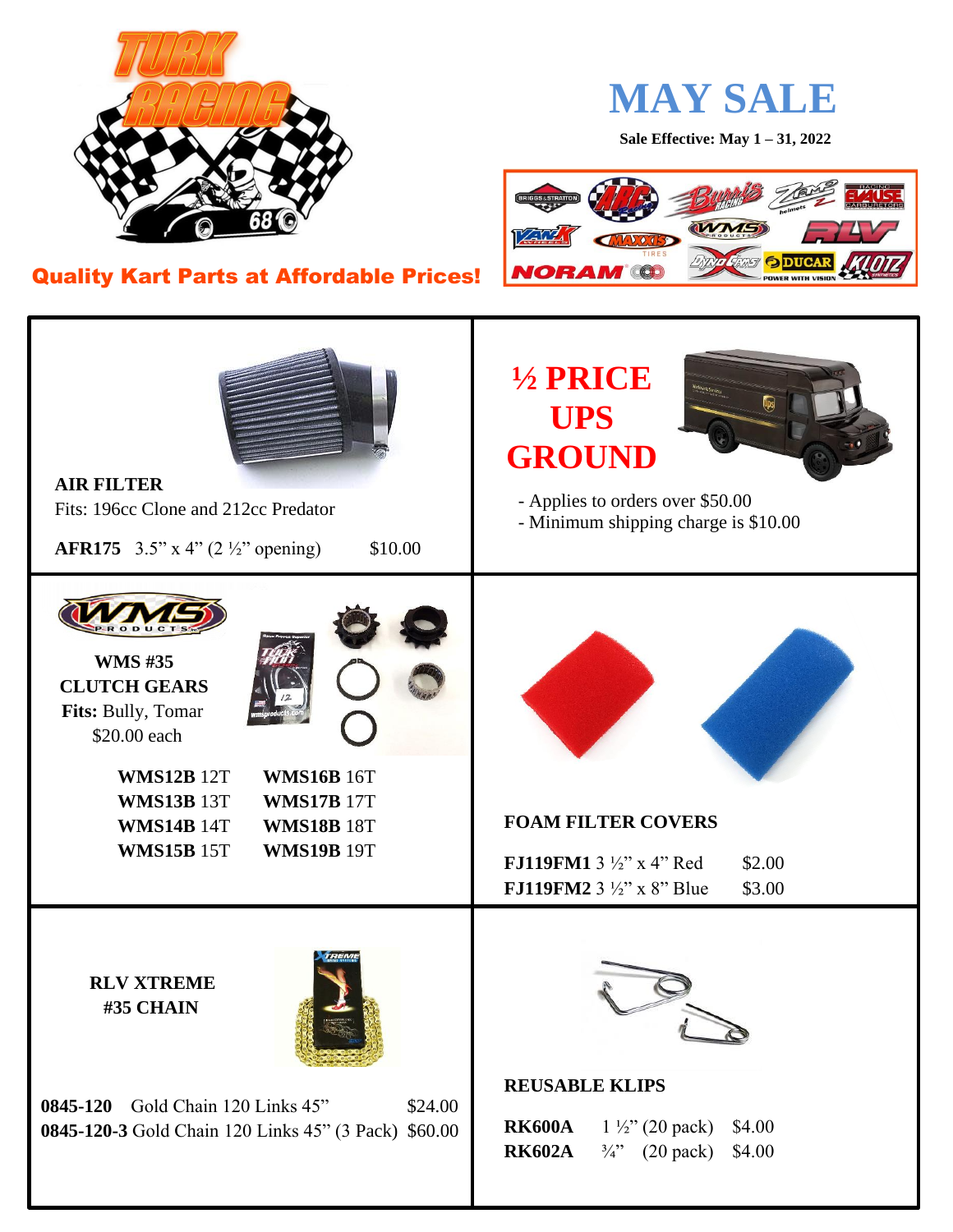# MAY SALE

**Sale Effective: May 1 – 31, 2022**

**Quality Kart Parts at Affordable Prices!**

**AIR FILTER**
Fits: 196cc Clone and 212cc Predator

**AFR175** 3.5" x 4" (2 ½" opening) $10.00

**½ PRICE UPS GROUND**

- Applies to orders over $50.00
- Minimum shipping charge is $10.00

**WMS #35 CLUTCH GEARS**
**Fits:** Bully, Tomar
$20.00 each

| | |
|---|---|
| **WMS12B** 12T | **WMS16B** 16T |
| **WMS13B** 13T | **WMS17B** 17T |
| **WMS14B** 14T | **WMS18B** 18T |
| **WMS15B** 15T | **WMS19B** 19T |

**FOAM FILTER COVERS**

| | | |
|---|---|---|
| **FJ119FM1** | 3 ½" x 4" Red | $2.00 |
| **FJ119FM2** | 3 ½" x 8" Blue | $3.00 |

**RLV XTREME #35 CHAIN**

| | | |
|---|---|---|
| **0845-120** | Gold Chain 120 Links 45" | $24.00 |
| **0845-120-3** | Gold Chain 120 Links 45" (3 Pack) | $60.00 |

**REUSABLE KLIPS**

| | | |
|---|---|---|
| **RK600A** | 1 ½" (20 pack) | $4.00 |
| **RK602A** | ¾" (20 pack) | $4.00 |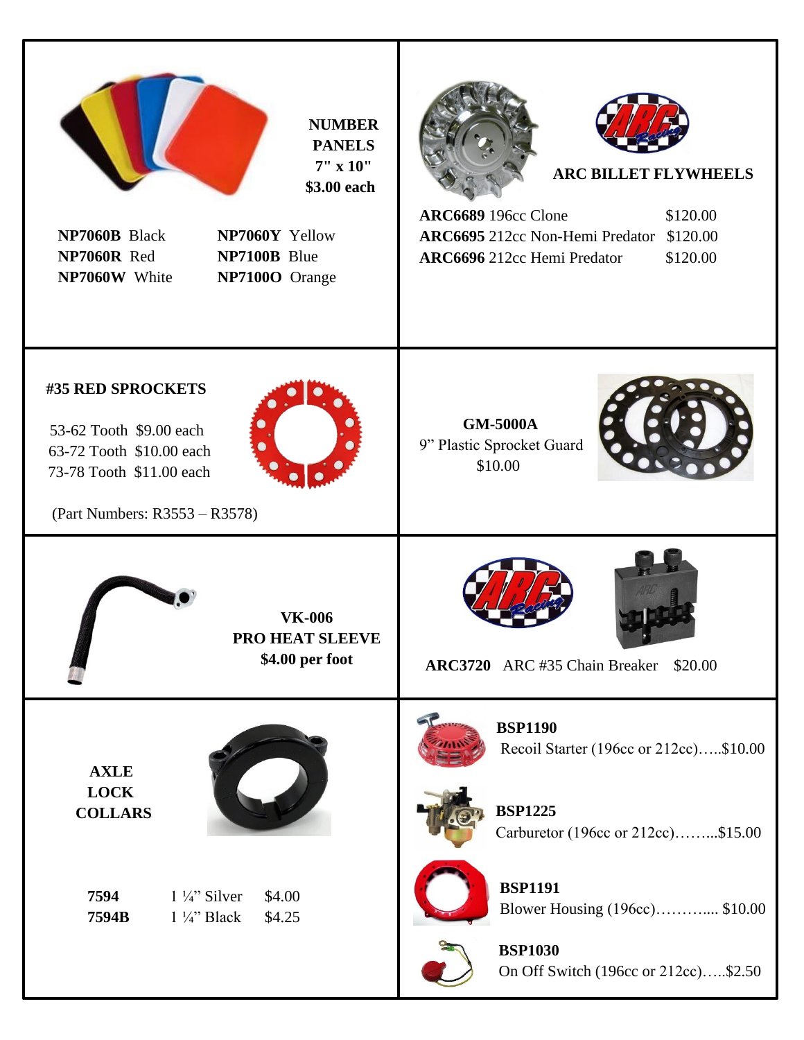**NUMBER PANELS**
**7" x 10"**
**$3.00 each**

| | |
|---|---|
| **NP7060B** Black | **NP7060Y** Yellow |
| **NP7060R** Red | **NP7100B** Blue |
| **NP7060W** White | **NP7100O** Orange |

**ARC BILLET FLYWHEELS**

| | | |
|---|---|---|
| **ARC6689** | 196cc Clone | $120.00 |
| **ARC6695** | 212cc Non-Hemi Predator | $120.00 |
| **ARC6696** | 212cc Hemi Predator | $120.00 |

**#35 RED SPROCKETS**

53-62 Tooth $9.00 each
63-72 Tooth $10.00 each
73-78 Tooth $11.00 each

(Part Numbers: R3553 – R3578)

**GM-5000A**
9" Plastic Sprocket Guard
$10.00

**VK-006**
**PRO HEAT SLEEVE**
**$4.00 per foot**

**ARC3720** ARC #35 Chain Breaker $20.00

**AXLE LOCK COLLARS**

| | | |
|---|---|---|
| **7594** | 1 ¼" Silver | $4.00 |
| **7594B** | 1 ¼" Black | $4.25 |

**BSP1190**
Recoil Starter (196cc or 212cc)…..$10.00

**BSP1225**
Carburetor (196cc or 212cc)……...$15.00

**BSP1191**
Blower Housing (196cc)……….... $10.00

**BSP1030**
On Off Switch (196cc or 212cc)…..$2.50